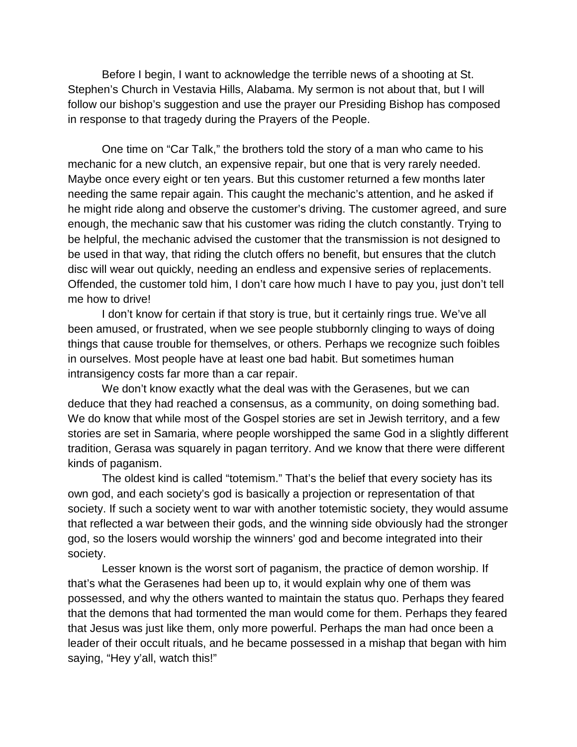Before I begin, I want to acknowledge the terrible news of a shooting at St. Stephen's Church in Vestavia Hills, Alabama. My sermon is not about that, but I will follow our bishop's suggestion and use the prayer our Presiding Bishop has composed in response to that tragedy during the Prayers of the People.

One time on "Car Talk," the brothers told the story of a man who came to his mechanic for a new clutch, an expensive repair, but one that is very rarely needed. Maybe once every eight or ten years. But this customer returned a few months later needing the same repair again. This caught the mechanic's attention, and he asked if he might ride along and observe the customer's driving. The customer agreed, and sure enough, the mechanic saw that his customer was riding the clutch constantly. Trying to be helpful, the mechanic advised the customer that the transmission is not designed to be used in that way, that riding the clutch offers no benefit, but ensures that the clutch disc will wear out quickly, needing an endless and expensive series of replacements. Offended, the customer told him, I don't care how much I have to pay you, just don't tell me how to drive!

I don't know for certain if that story is true, but it certainly rings true. We've all been amused, or frustrated, when we see people stubbornly clinging to ways of doing things that cause trouble for themselves, or others. Perhaps we recognize such foibles in ourselves. Most people have at least one bad habit. But sometimes human intransigency costs far more than a car repair.

We don't know exactly what the deal was with the Gerasenes, but we can deduce that they had reached a consensus, as a community, on doing something bad. We do know that while most of the Gospel stories are set in Jewish territory, and a few stories are set in Samaria, where people worshipped the same God in a slightly different tradition, Gerasa was squarely in pagan territory. And we know that there were different kinds of paganism.

The oldest kind is called "totemism." That's the belief that every society has its own god, and each society's god is basically a projection or representation of that society. If such a society went to war with another totemistic society, they would assume that reflected a war between their gods, and the winning side obviously had the stronger god, so the losers would worship the winners' god and become integrated into their society.

Lesser known is the worst sort of paganism, the practice of demon worship. If that's what the Gerasenes had been up to, it would explain why one of them was possessed, and why the others wanted to maintain the status quo. Perhaps they feared that the demons that had tormented the man would come for them. Perhaps they feared that Jesus was just like them, only more powerful. Perhaps the man had once been a leader of their occult rituals, and he became possessed in a mishap that began with him saying, "Hey y'all, watch this!"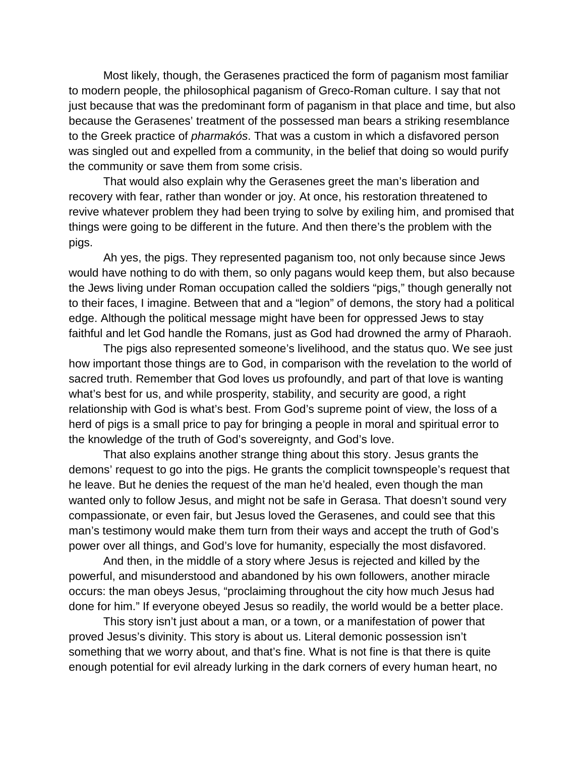Most likely, though, the Gerasenes practiced the form of paganism most familiar to modern people, the philosophical paganism of Greco-Roman culture. I say that not just because that was the predominant form of paganism in that place and time, but also because the Gerasenes' treatment of the possessed man bears a striking resemblance to the Greek practice of *pharmakós*. That was a custom in which a disfavored person was singled out and expelled from a community, in the belief that doing so would purify the community or save them from some crisis.

That would also explain why the Gerasenes greet the man's liberation and recovery with fear, rather than wonder or joy. At once, his restoration threatened to revive whatever problem they had been trying to solve by exiling him, and promised that things were going to be different in the future. And then there's the problem with the pigs.

Ah yes, the pigs. They represented paganism too, not only because since Jews would have nothing to do with them, so only pagans would keep them, but also because the Jews living under Roman occupation called the soldiers "pigs," though generally not to their faces, I imagine. Between that and a "legion" of demons, the story had a political edge. Although the political message might have been for oppressed Jews to stay faithful and let God handle the Romans, just as God had drowned the army of Pharaoh.

The pigs also represented someone's livelihood, and the status quo. We see just how important those things are to God, in comparison with the revelation to the world of sacred truth. Remember that God loves us profoundly, and part of that love is wanting what's best for us, and while prosperity, stability, and security are good, a right relationship with God is what's best. From God's supreme point of view, the loss of a herd of pigs is a small price to pay for bringing a people in moral and spiritual error to the knowledge of the truth of God's sovereignty, and God's love.

That also explains another strange thing about this story. Jesus grants the demons' request to go into the pigs. He grants the complicit townspeople's request that he leave. But he denies the request of the man he'd healed, even though the man wanted only to follow Jesus, and might not be safe in Gerasa. That doesn't sound very compassionate, or even fair, but Jesus loved the Gerasenes, and could see that this man's testimony would make them turn from their ways and accept the truth of God's power over all things, and God's love for humanity, especially the most disfavored.

And then, in the middle of a story where Jesus is rejected and killed by the powerful, and misunderstood and abandoned by his own followers, another miracle occurs: the man obeys Jesus, "proclaiming throughout the city how much Jesus had done for him." If everyone obeyed Jesus so readily, the world would be a better place.

This story isn't just about a man, or a town, or a manifestation of power that proved Jesus's divinity. This story is about us. Literal demonic possession isn't something that we worry about, and that's fine. What is not fine is that there is quite enough potential for evil already lurking in the dark corners of every human heart, no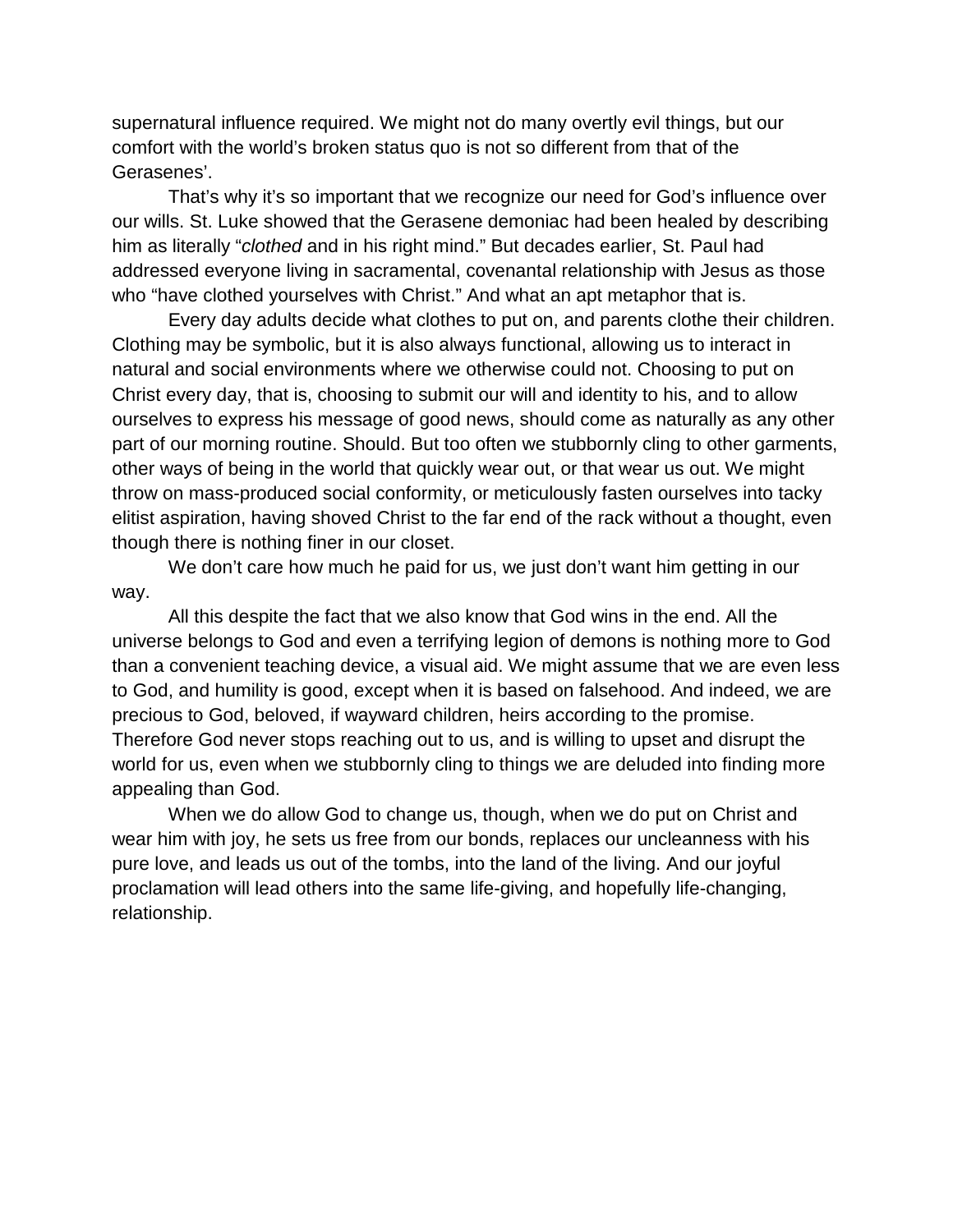supernatural influence required. We might not do many overtly evil things, but our comfort with the world's broken status quo is not so different from that of the Gerasenes'.

That's why it's so important that we recognize our need for God's influence over our wills. St. Luke showed that the Gerasene demoniac had been healed by describing him as literally "*clothed* and in his right mind." But decades earlier, St. Paul had addressed everyone living in sacramental, covenantal relationship with Jesus as those who "have clothed yourselves with Christ." And what an apt metaphor that is.

Every day adults decide what clothes to put on, and parents clothe their children. Clothing may be symbolic, but it is also always functional, allowing us to interact in natural and social environments where we otherwise could not. Choosing to put on Christ every day, that is, choosing to submit our will and identity to his, and to allow ourselves to express his message of good news, should come as naturally as any other part of our morning routine. Should. But too often we stubbornly cling to other garments, other ways of being in the world that quickly wear out, or that wear us out. We might throw on mass-produced social conformity, or meticulously fasten ourselves into tacky elitist aspiration, having shoved Christ to the far end of the rack without a thought, even though there is nothing finer in our closet.

We don't care how much he paid for us, we just don't want him getting in our way.

All this despite the fact that we also know that God wins in the end. All the universe belongs to God and even a terrifying legion of demons is nothing more to God than a convenient teaching device, a visual aid. We might assume that we are even less to God, and humility is good, except when it is based on falsehood. And indeed, we are precious to God, beloved, if wayward children, heirs according to the promise. Therefore God never stops reaching out to us, and is willing to upset and disrupt the world for us, even when we stubbornly cling to things we are deluded into finding more appealing than God.

When we do allow God to change us, though, when we do put on Christ and wear him with joy, he sets us free from our bonds, replaces our uncleanness with his pure love, and leads us out of the tombs, into the land of the living. And our joyful proclamation will lead others into the same life-giving, and hopefully life-changing, relationship.